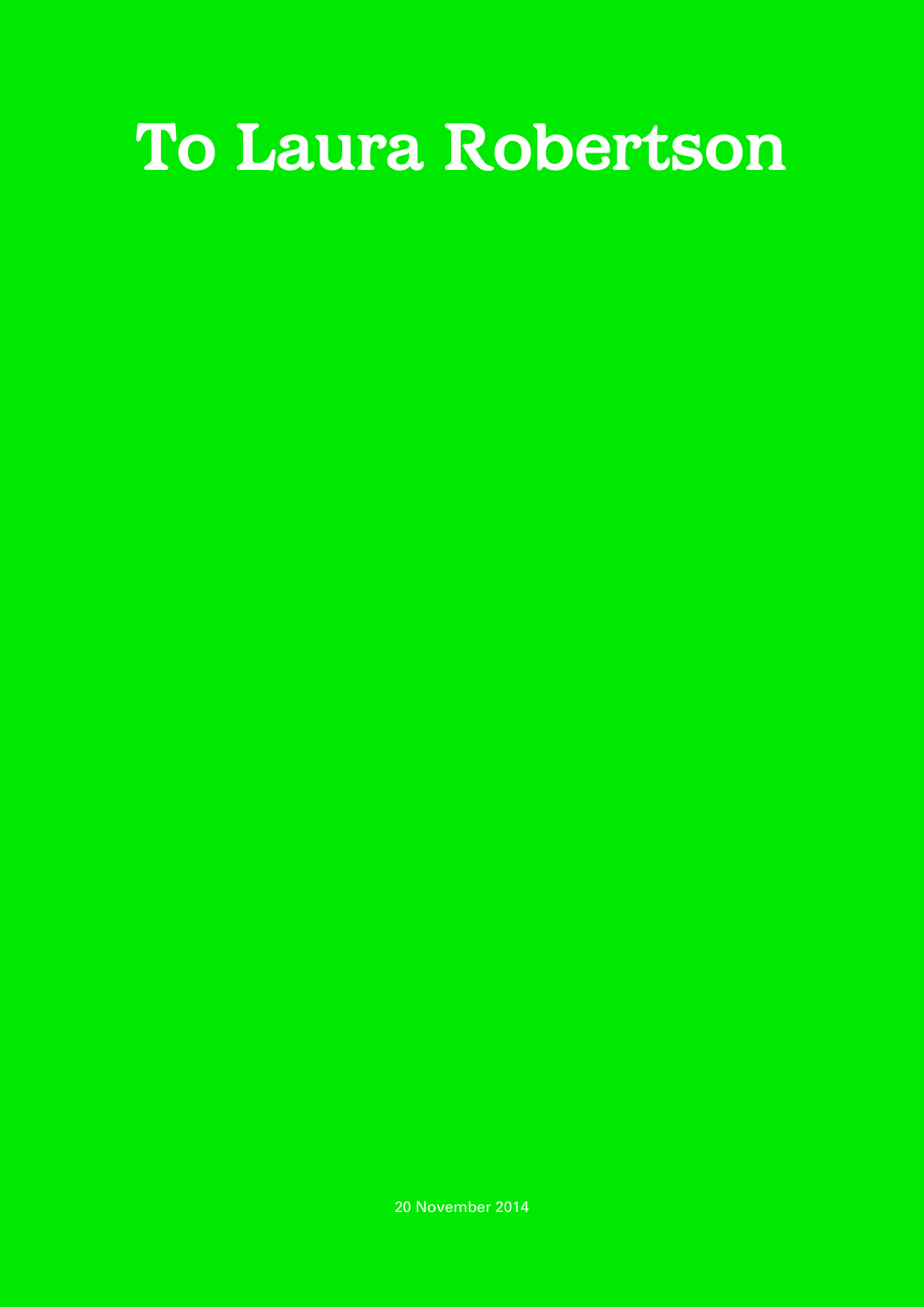# To Laura Robertson

20 November 2014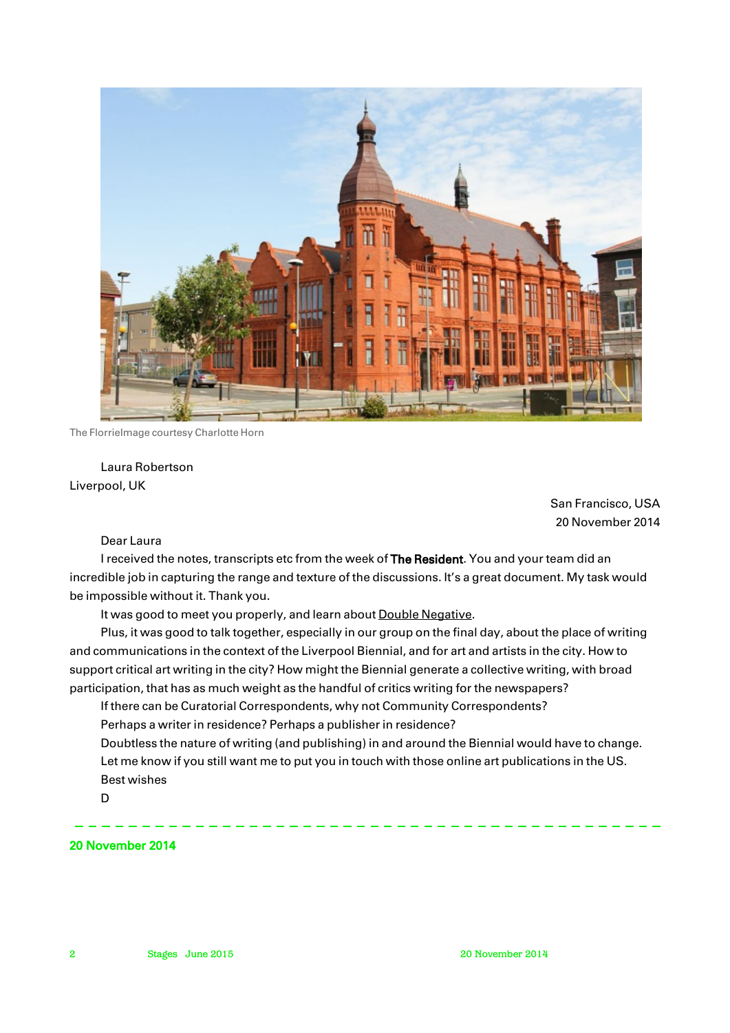The FlorrieImage courtesy Charlotte Horn

Laura Robertson
Liverpool, UK

San Francisco, USA
20 November 2014

Dear Laura

I received the notes, transcripts etc from the week of **The Resident**. You and your team did an incredible job in capturing the range and texture of the discussions. It's a great document. My task would be impossible without it. Thank you.

It was good to meet you properly, and learn about Double Negative.

Plus, it was good to talk together, especially in our group on the final day, about the place of writing and communications in the context of the Liverpool Biennial, and for art and artists in the city. How to support critical art writing in the city? How might the Biennial generate a collective writing, with broad participation, that has as much weight as the handful of critics writing for the newspapers?

If there can be Curatorial Correspondents, why not Community Correspondents?

Perhaps a writer in residence? Perhaps a publisher in residence?

Doubtless the nature of writing (and publishing) in and around the Biennial would have to change.

Let me know if you still want me to put you in touch with those online art publications in the US.

Best wishes

D

---

**20 November 2014**